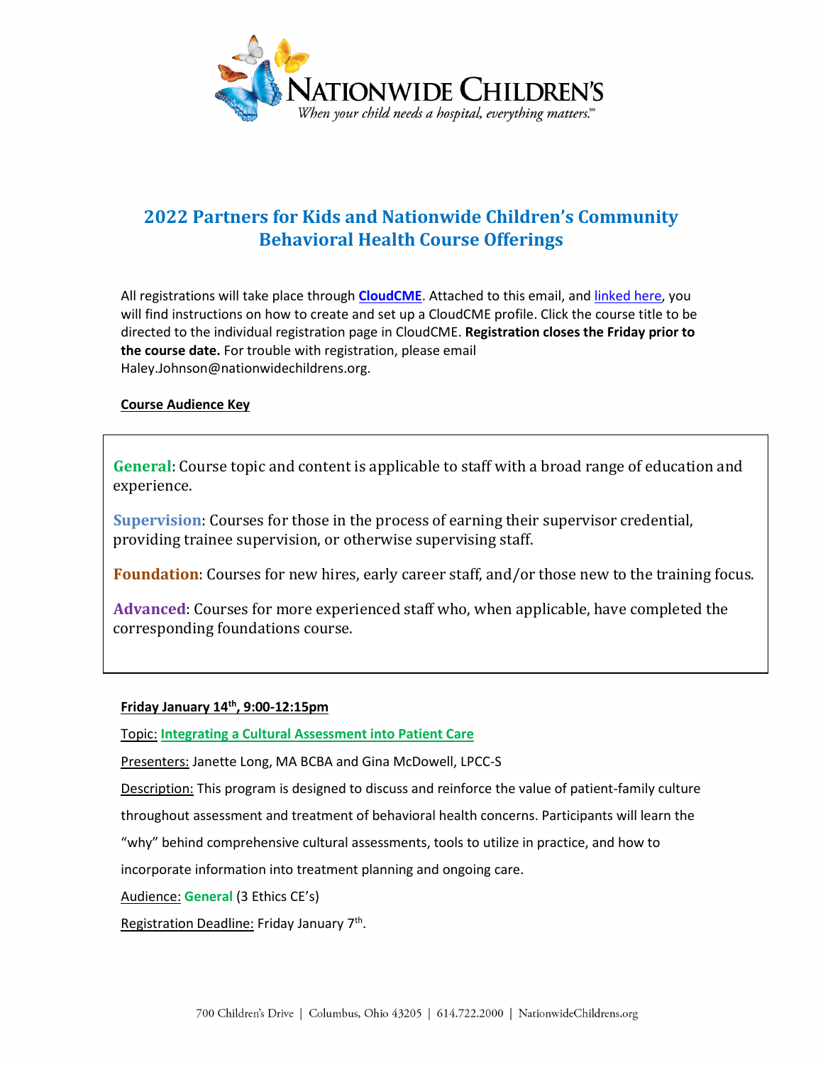# 2022 Partners for Kids and Nationwide Children's Community Behavioral Health Course Offerings

All registrations will take place through **CloudCME**. Attached to this email, and linked here, you will find instructions on how to create and set up a CloudCME profile. Click the course title to be directed to the individual registration page in CloudCME. **Registration closes the Friday prior to the course date.** For trouble with registration, please email Haley.Johnson@nationwidechildrens.org.

**Course Audience Key**

**General**: Course topic and content is applicable to staff with a broad range of education and experience.

**Supervision**: Courses for those in the process of earning their supervisor credential, providing trainee supervision, or otherwise supervising staff.

**Foundation**: Courses for new hires, early career staff, and/or those new to the training focus.

**Advanced**: Courses for more experienced staff who, when applicable, have completed the corresponding foundations course.

**Friday January 14th, 9:00-12:15pm**

Topic: **Integrating a Cultural Assessment into Patient Care**

Presenters: Janette Long, MA BCBA and Gina McDowell, LPCC-S

Description: This program is designed to discuss and reinforce the value of patient-family culture throughout assessment and treatment of behavioral health concerns. Participants will learn the "why" behind comprehensive cultural assessments, tools to utilize in practice, and how to incorporate information into treatment planning and ongoing care.

Audience: **General** (3 Ethics CE's)

Registration Deadline: Friday January 7th.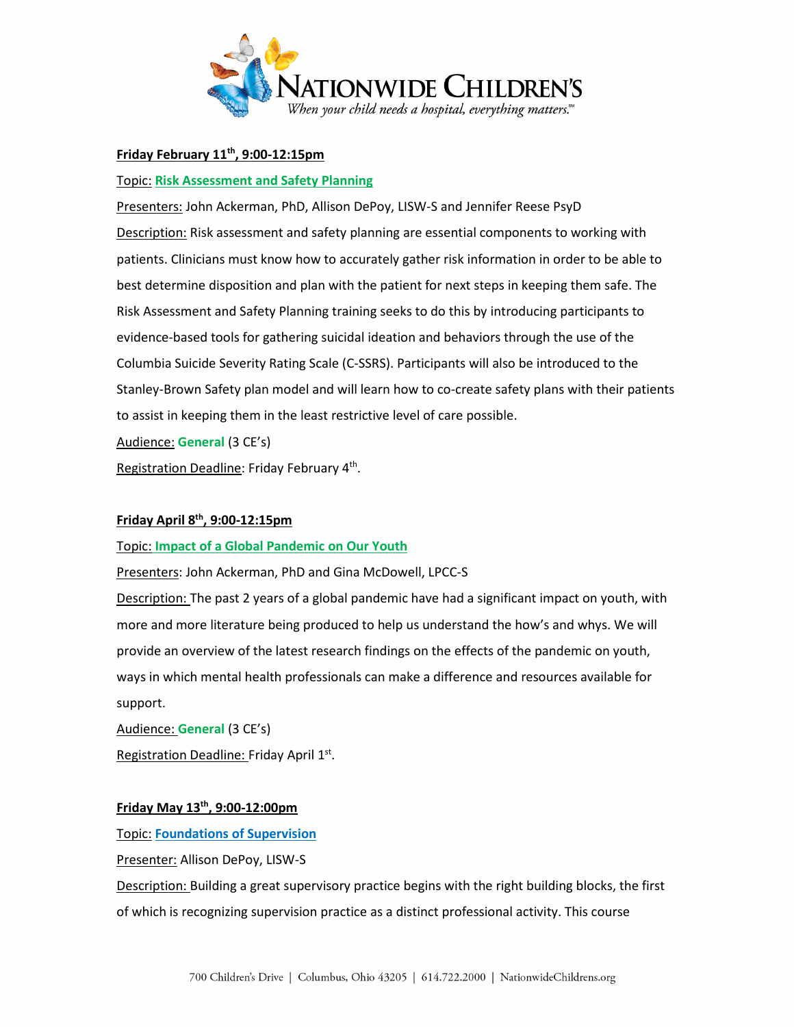**Friday February 11th, 9:00-12:15pm**

Topic: **Risk Assessment and Safety Planning**

Presenters: John Ackerman, PhD, Allison DePoy, LISW-S and Jennifer Reese PsyD

Description: Risk assessment and safety planning are essential components to working with patients. Clinicians must know how to accurately gather risk information in order to be able to best determine disposition and plan with the patient for next steps in keeping them safe. The Risk Assessment and Safety Planning training seeks to do this by introducing participants to evidence-based tools for gathering suicidal ideation and behaviors through the use of the Columbia Suicide Severity Rating Scale (C-SSRS). Participants will also be introduced to the Stanley-Brown Safety plan model and will learn how to co-create safety plans with their patients to assist in keeping them in the least restrictive level of care possible.

Audience: **General** (3 CE's)

Registration Deadline: Friday February 4th.

**Friday April 8th, 9:00-12:15pm**

Topic: **Impact of a Global Pandemic on Our Youth**

Presenters: John Ackerman, PhD and Gina McDowell, LPCC-S

Description: The past 2 years of a global pandemic have had a significant impact on youth, with more and more literature being produced to help us understand the how's and whys. We will provide an overview of the latest research findings on the effects of the pandemic on youth, ways in which mental health professionals can make a difference and resources available for support.

Audience: **General** (3 CE's)

Registration Deadline: Friday April 1st.

**Friday May 13th, 9:00-12:00pm**

Topic: **Foundations of Supervision**

Presenter: Allison DePoy, LISW-S

Description: Building a great supervisory practice begins with the right building blocks, the first of which is recognizing supervision practice as a distinct professional activity. This course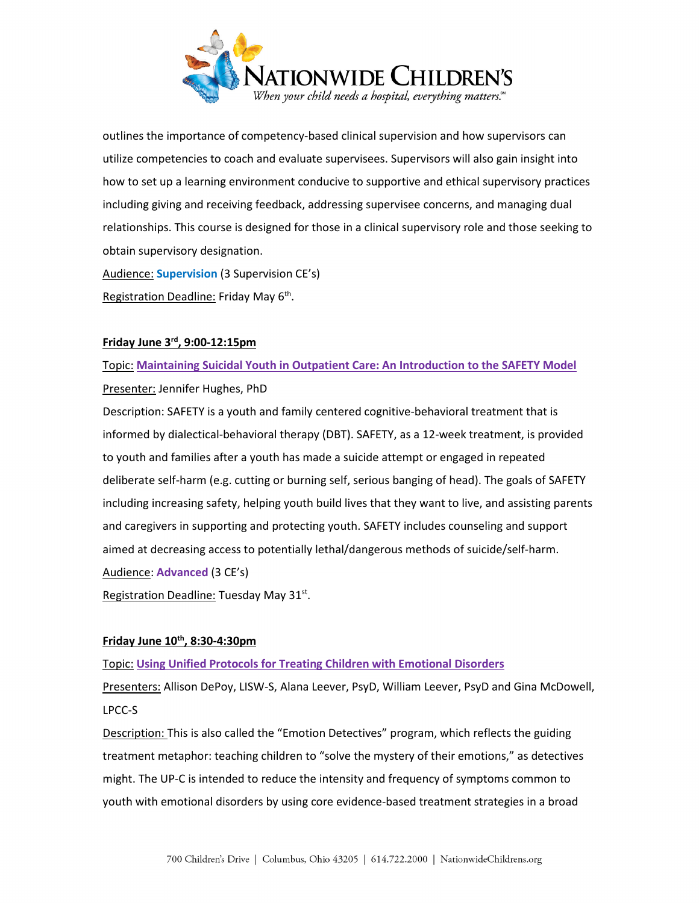outlines the importance of competency-based clinical supervision and how supervisors can utilize competencies to coach and evaluate supervisees. Supervisors will also gain insight into how to set up a learning environment conducive to supportive and ethical supervisory practices including giving and receiving feedback, addressing supervisee concerns, and managing dual relationships. This course is designed for those in a clinical supervisory role and those seeking to obtain supervisory designation.

Audience: **Supervision** (3 Supervision CE's)

Registration Deadline: Friday May 6th.

**Friday June 3rd, 9:00-12:15pm**

Topic: **Maintaining Suicidal Youth in Outpatient Care: An Introduction to the SAFETY Model**

Presenter: Jennifer Hughes, PhD

Description: SAFETY is a youth and family centered cognitive-behavioral treatment that is informed by dialectical-behavioral therapy (DBT). SAFETY, as a 12-week treatment, is provided to youth and families after a youth has made a suicide attempt or engaged in repeated deliberate self-harm (e.g. cutting or burning self, serious banging of head). The goals of SAFETY including increasing safety, helping youth build lives that they want to live, and assisting parents and caregivers in supporting and protecting youth. SAFETY includes counseling and support aimed at decreasing access to potentially lethal/dangerous methods of suicide/self-harm.

Audience: **Advanced** (3 CE's)

Registration Deadline: Tuesday May 31st.

**Friday June 10th, 8:30-4:30pm**

Topic: **Using Unified Protocols for Treating Children with Emotional Disorders**

Presenters: Allison DePoy, LISW-S, Alana Leever, PsyD, William Leever, PsyD and Gina McDowell, LPCC-S

Description: This is also called the "Emotion Detectives" program, which reflects the guiding treatment metaphor: teaching children to "solve the mystery of their emotions," as detectives might. The UP-C is intended to reduce the intensity and frequency of symptoms common to youth with emotional disorders by using core evidence-based treatment strategies in a broad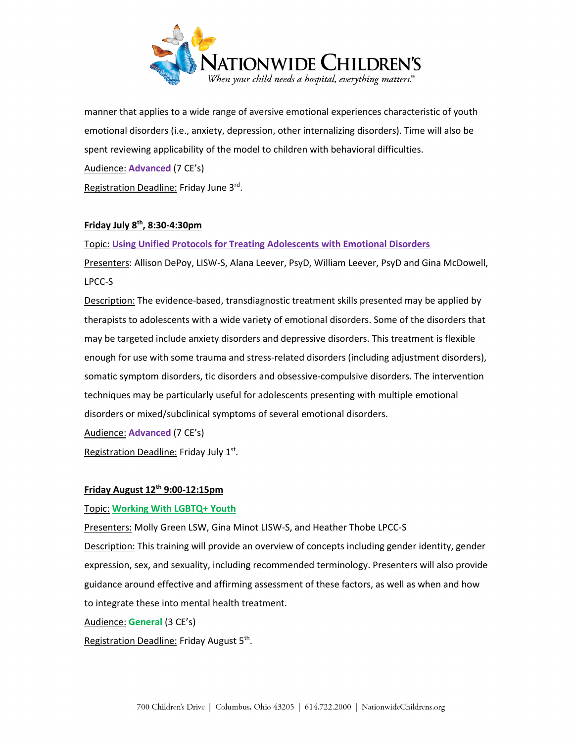manner that applies to a wide range of aversive emotional experiences characteristic of youth emotional disorders (i.e., anxiety, depression, other internalizing disorders). Time will also be spent reviewing applicability of the model to children with behavioral difficulties.

Audience: **Advanced** (7 CE's)

Registration Deadline: Friday June 3rd.

**Friday July 8th, 8:30-4:30pm**

Topic: **Using Unified Protocols for Treating Adolescents with Emotional Disorders**

Presenters: Allison DePoy, LISW-S, Alana Leever, PsyD, William Leever, PsyD and Gina McDowell, LPCC-S

Description: The evidence-based, transdiagnostic treatment skills presented may be applied by therapists to adolescents with a wide variety of emotional disorders. Some of the disorders that may be targeted include anxiety disorders and depressive disorders. This treatment is flexible enough for use with some trauma and stress-related disorders (including adjustment disorders), somatic symptom disorders, tic disorders and obsessive-compulsive disorders. The intervention techniques may be particularly useful for adolescents presenting with multiple emotional disorders or mixed/subclinical symptoms of several emotional disorders.

Audience: **Advanced** (7 CE's)

Registration Deadline: Friday July 1st.

**Friday August 12th 9:00-12:15pm**

Topic: **Working With LGBTQ+ Youth**

Presenters: Molly Green LSW, Gina Minot LISW-S, and Heather Thobe LPCC-S

Description: This training will provide an overview of concepts including gender identity, gender expression, sex, and sexuality, including recommended terminology. Presenters will also provide guidance around effective and affirming assessment of these factors, as well as when and how to integrate these into mental health treatment.

Audience: **General** (3 CE's)

Registration Deadline: Friday August 5th.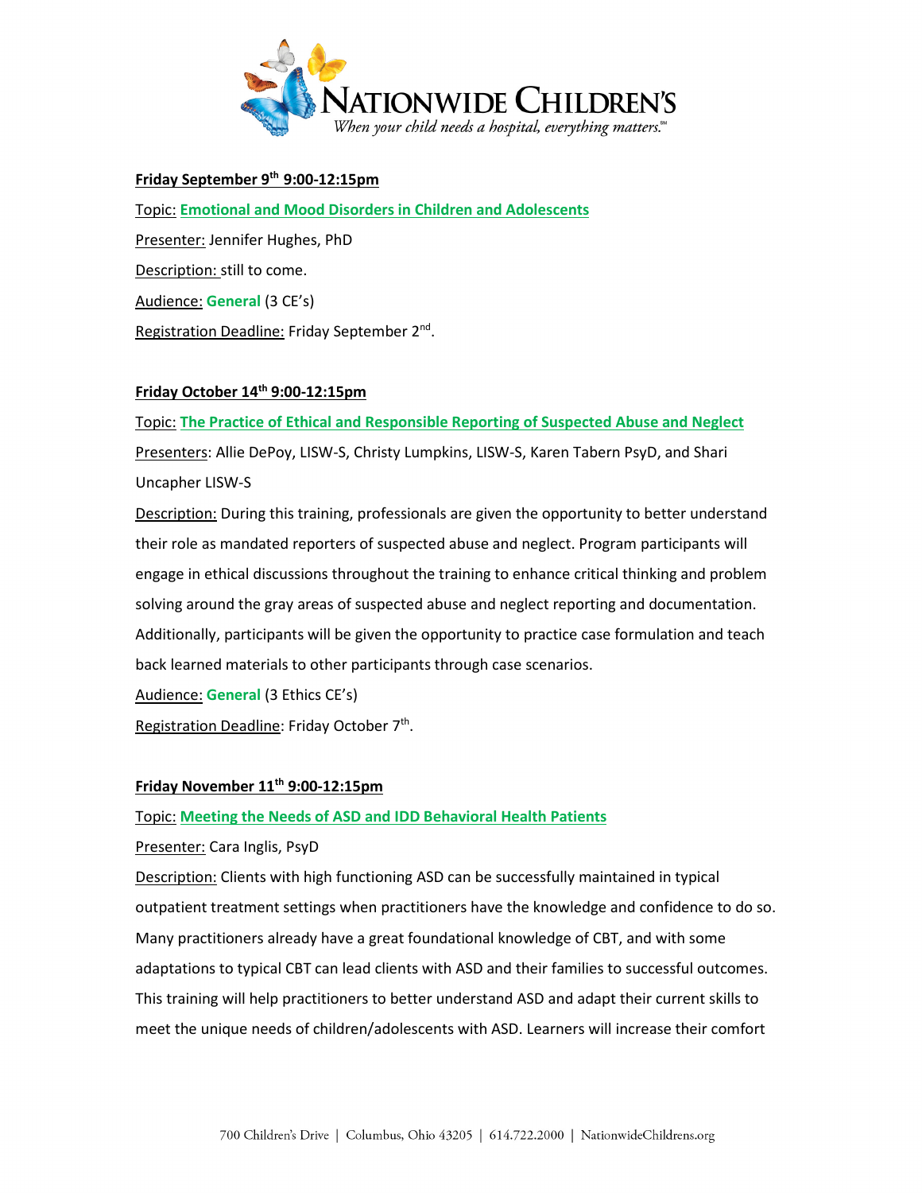**Friday September 9th 9:00-12:15pm**

Topic: **Emotional and Mood Disorders in Children and Adolescents**

Presenter: Jennifer Hughes, PhD

Description: still to come.

Audience: **General** (3 CE's)

Registration Deadline: Friday September 2nd.

**Friday October 14th 9:00-12:15pm**

Topic: **The Practice of Ethical and Responsible Reporting of Suspected Abuse and Neglect**

Presenters: Allie DePoy, LISW-S, Christy Lumpkins, LISW-S, Karen Tabern PsyD, and Shari Uncapher LISW-S

Description: During this training, professionals are given the opportunity to better understand their role as mandated reporters of suspected abuse and neglect. Program participants will engage in ethical discussions throughout the training to enhance critical thinking and problem solving around the gray areas of suspected abuse and neglect reporting and documentation. Additionally, participants will be given the opportunity to practice case formulation and teach back learned materials to other participants through case scenarios.

Audience: **General** (3 Ethics CE's)

Registration Deadline: Friday October 7th.

**Friday November 11th 9:00-12:15pm**

Topic: **Meeting the Needs of ASD and IDD Behavioral Health Patients**

Presenter: Cara Inglis, PsyD

Description: Clients with high functioning ASD can be successfully maintained in typical outpatient treatment settings when practitioners have the knowledge and confidence to do so. Many practitioners already have a great foundational knowledge of CBT, and with some adaptations to typical CBT can lead clients with ASD and their families to successful outcomes. This training will help practitioners to better understand ASD and adapt their current skills to meet the unique needs of children/adolescents with ASD. Learners will increase their comfort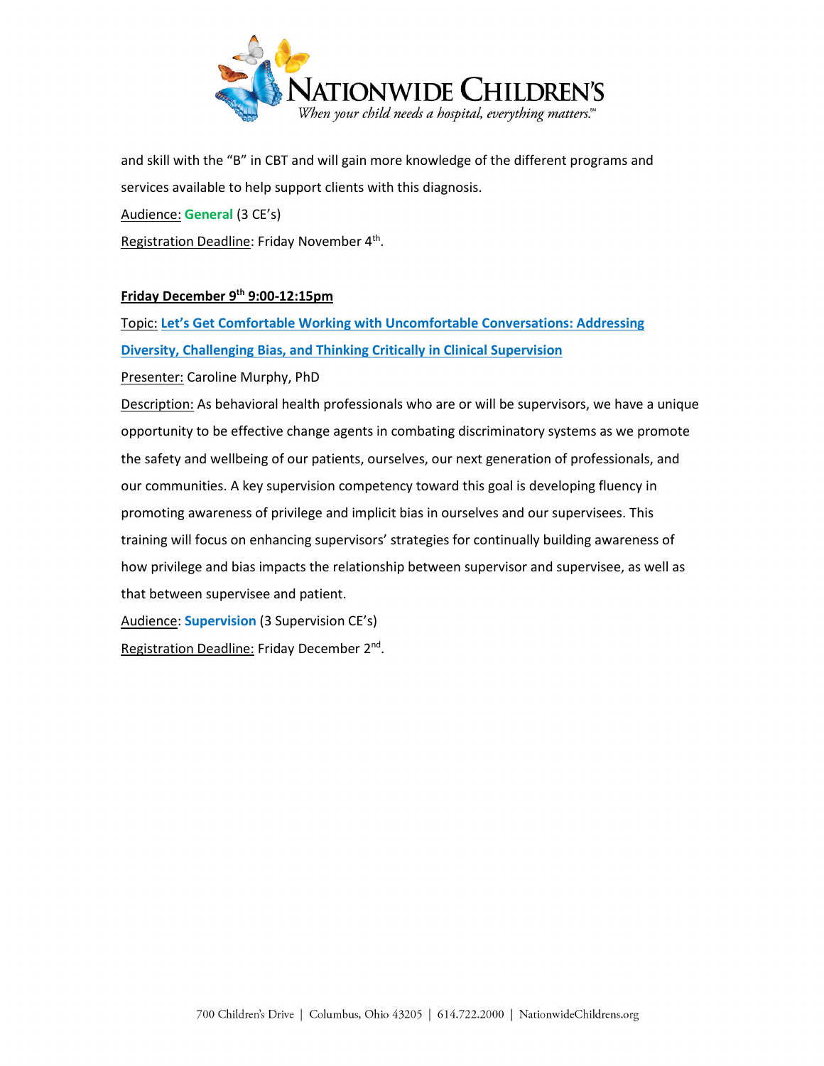and skill with the "B" in CBT and will gain more knowledge of the different programs and services available to help support clients with this diagnosis.

Audience: **General** (3 CE's)

Registration Deadline: Friday November 4th.

**Friday December 9th 9:00-12:15pm**

Topic: **Let's Get Comfortable Working with Uncomfortable Conversations: Addressing Diversity, Challenging Bias, and Thinking Critically in Clinical Supervision**

Presenter: Caroline Murphy, PhD

Description: As behavioral health professionals who are or will be supervisors, we have a unique opportunity to be effective change agents in combating discriminatory systems as we promote the safety and wellbeing of our patients, ourselves, our next generation of professionals, and our communities. A key supervision competency toward this goal is developing fluency in promoting awareness of privilege and implicit bias in ourselves and our supervisees. This training will focus on enhancing supervisors' strategies for continually building awareness of how privilege and bias impacts the relationship between supervisor and supervisee, as well as that between supervisee and patient.

Audience: **Supervision** (3 Supervision CE's)

Registration Deadline: Friday December 2nd.